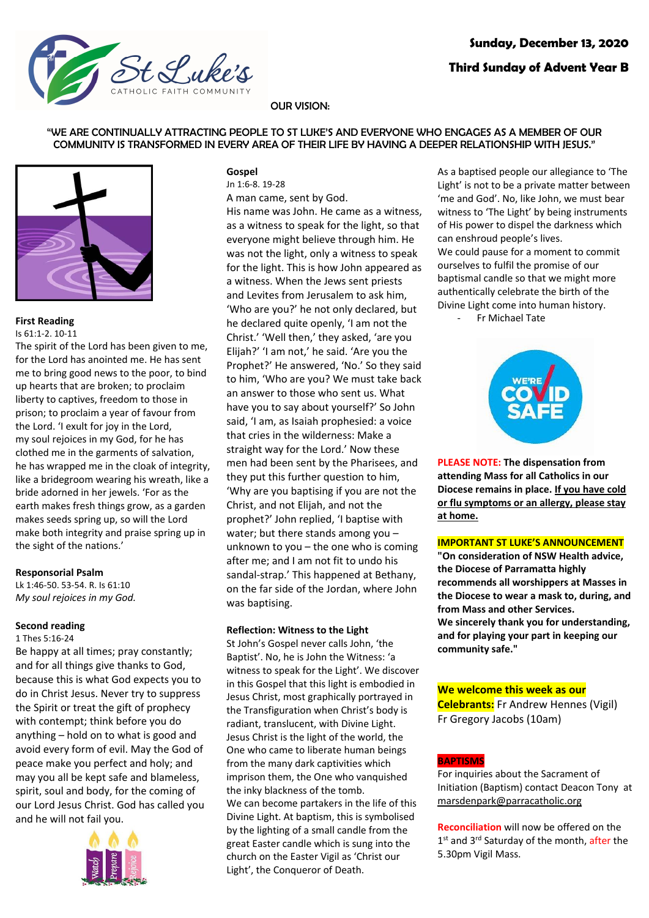**Sunday, December 13, 2020**

**Third Sunday of Advent Year B**

St Luke's CATHOLIC FAITH COMMUNITY

OUR VISION:

"WE ARE CONTINUALLY ATTRACTING PEOPLE TO ST LUKE'S AND EVERYONE WHO ENGAGES AS A MEMBER OF OUR COMMUNITY IS TRANSFORMED IN EVERY AREA OF THEIR LIFE BY HAVING A DEEPER RELATIONSHIP WITH JESUS."

**First Reading**

Is 61:1-2. 10-11

The spirit of the Lord has been given to me, for the Lord has anointed me. He has sent me to bring good news to the poor, to bind up hearts that are broken; to proclaim liberty to captives, freedom to those in prison; to proclaim a year of favour from the Lord. 'I exult for joy in the Lord, my soul rejoices in my God, for he has clothed me in the garments of salvation, he has wrapped me in the cloak of integrity, like a bridegroom wearing his wreath, like a bride adorned in her jewels. 'For as the earth makes fresh things grow, as a garden makes seeds spring up, so will the Lord make both integrity and praise spring up in the sight of the nations.'

**Responsorial Psalm**

Lk 1:46-50. 53-54. R. Is 61:10

*My soul rejoices in my God.*

**Second reading**

1 Thes 5:16-24

Be happy at all times; pray constantly; and for all things give thanks to God, because this is what God expects you to do in Christ Jesus. Never try to suppress the Spirit or treat the gift of prophecy with contempt; think before you do anything – hold on to what is good and avoid every form of evil. May the God of peace make you perfect and holy; and may you all be kept safe and blameless, spirit, soul and body, for the coming of our Lord Jesus Christ. God has called you and he will not fail you.

**Gospel**

Jn 1:6-8. 19-28

A man came, sent by God. His name was John. He came as a witness, as a witness to speak for the light, so that everyone might believe through him. He was not the light, only a witness to speak for the light. This is how John appeared as a witness. When the Jews sent priests and Levites from Jerusalem to ask him, 'Who are you?' he not only declared, but he declared quite openly, 'I am not the Christ.' 'Well then,' they asked, 'are you Elijah?' 'I am not,' he said. 'Are you the Prophet?' He answered, 'No.' So they said to him, 'Who are you? We must take back an answer to those who sent us. What have you to say about yourself?' So John said, 'I am, as Isaiah prophesied: a voice that cries in the wilderness: Make a straight way for the Lord.' Now these men had been sent by the Pharisees, and they put this further question to him, 'Why are you baptising if you are not the Christ, and not Elijah, and not the prophet?' John replied, 'I baptise with water; but there stands among you – unknown to you – the one who is coming after me; and I am not fit to undo his sandal-strap.' This happened at Bethany, on the far side of the Jordan, where John was baptising.

**Reflection: Witness to the Light**

St John's Gospel never calls John, 'the Baptist'. No, he is John the Witness: 'a witness to speak for the Light'. We discover in this Gospel that this light is embodied in Jesus Christ, most graphically portrayed in the Transfiguration when Christ's body is radiant, translucent, with Divine Light. Jesus Christ is the light of the world, the One who came to liberate human beings from the many dark captivities which imprison them, the One who vanquished the inky blackness of the tomb.

We can become partakers in the life of this Divine Light. At baptism, this is symbolised by the lighting of a small candle from the great Easter candle which is sung into the church on the Easter Vigil as 'Christ our Light', the Conqueror of Death.

As a baptised people our allegiance to 'The Light' is not to be a private matter between 'me and God'. No, like John, we must bear witness to 'The Light' by being instruments of His power to dispel the darkness which can enshroud people's lives.

We could pause for a moment to commit ourselves to fulfil the promise of our baptismal candle so that we might more authentically celebrate the birth of the Divine Light come into human history.

- Fr Michael Tate

**PLEASE NOTE: The dispensation from attending Mass for all Catholics in our Diocese remains in place. If you have cold or flu symptoms or an allergy, please stay at home.**

**IMPORTANT ST LUKE'S ANNOUNCEMENT**

**"On consideration of NSW Health advice, the Diocese of Parramatta highly recommends all worshippers at Masses in the Diocese to wear a mask to, during, and from Mass and other Services.**
**We sincerely thank you for understanding, and for playing your part in keeping our community safe."**

**We welcome this week as our Celebrants:** Fr Andrew Hennes (Vigil) Fr Gregory Jacobs (10am)

**BAPTISMS**

For inquiries about the Sacrament of Initiation (Baptism) contact Deacon Tony at marsdenpark@parracatholic.org

**Reconciliation** will now be offered on the 1st and 3rd Saturday of the month, after the 5.30pm Vigil Mass.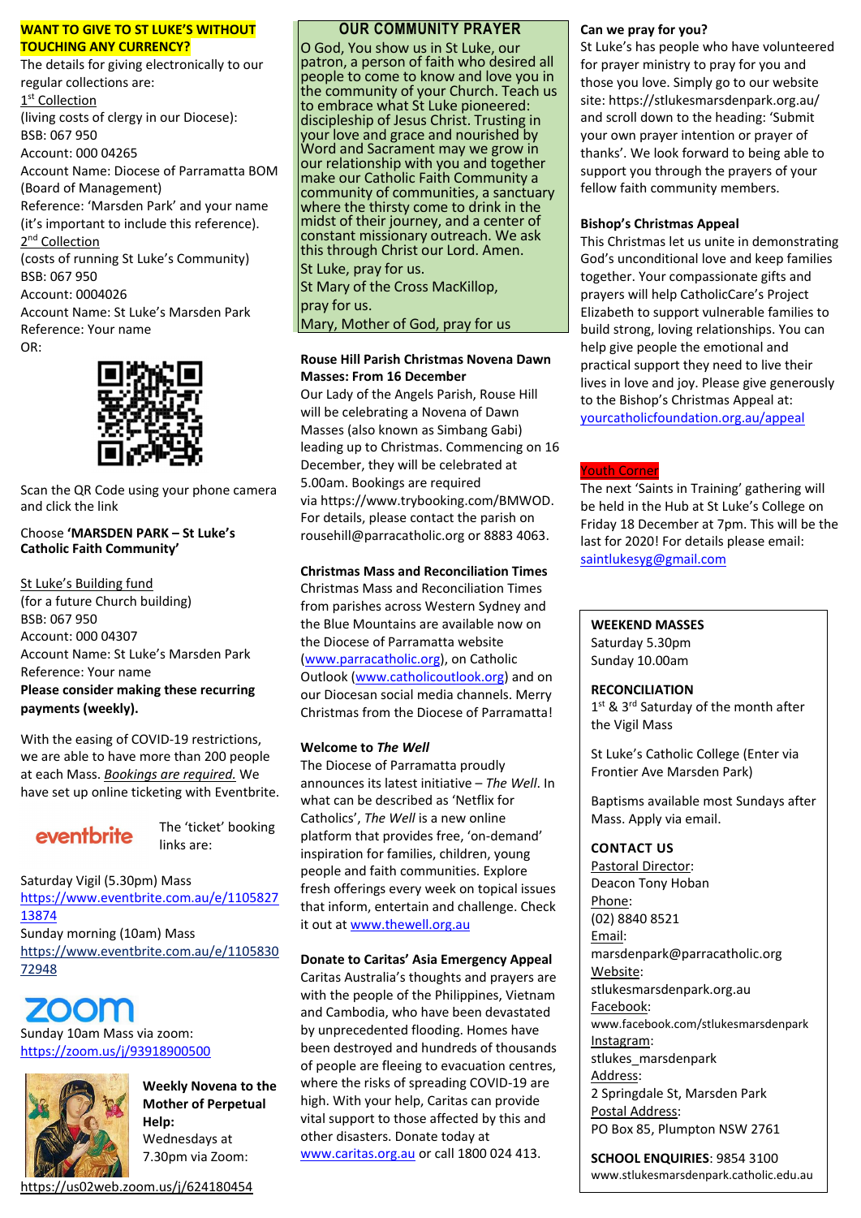**WANT TO GIVE TO ST LUKE'S WITHOUT TOUCHING ANY CURRENCY?**

The details for giving electronically to our regular collections are:

1st Collection
(living costs of clergy in our Diocese):
BSB: 067 950
Account: 000 04265
Account Name: Diocese of Parramatta BOM (Board of Management)
Reference: 'Marsden Park' and your name (it's important to include this reference).

2nd Collection
(costs of running St Luke's Community)
BSB: 067 950
Account: 0004026
Account Name: St Luke's Marsden Park
Reference: Your name
OR:

Scan the QR Code using your phone camera and click the link

Choose **'MARSDEN PARK – St Luke's Catholic Faith Community'**

St Luke's Building fund
(for a future Church building)
BSB: 067 950
Account: 000 04307
Account Name: St Luke's Marsden Park
Reference: Your name
**Please consider making these recurring payments (weekly).**

With the easing of COVID-19 restrictions, we are able to have more than 200 people at each Mass. *Bookings are required.* We have set up online ticketing with Eventbrite.

eventbrite

The 'ticket' booking links are:

Saturday Vigil (5.30pm) Mass
https://www.eventbrite.com.au/e/110582713874
Sunday morning (10am) Mass
https://www.eventbrite.com.au/e/110583072948

zoom

Sunday 10am Mass via zoom:
https://zoom.us/j/93918900500

**Weekly Novena to the Mother of Perpetual Help:**
Wednesdays at 7.30pm via Zoom:
https://us02web.zoom.us/j/624180454

## OUR COMMUNITY PRAYER

O God, You show us in St Luke, our patron, a person of faith who desired all people to come to know and love you in the community of your Church. Teach us to embrace what St Luke pioneered: discipleship of Jesus Christ. Trusting in your love and grace and nourished by Word and Sacrament may we grow in our relationship with you and together make our Catholic Faith Community a community of communities, a sanctuary where the thirsty come to drink in the midst of their journey, and a center of constant missionary outreach. We ask this through Christ our Lord. Amen.
St Luke, pray for us.
St Mary of the Cross MacKillop, pray for us.
Mary, Mother of God, pray for us

**Rouse Hill Parish Christmas Novena Dawn Masses: From 16 December**

Our Lady of the Angels Parish, Rouse Hill will be celebrating a Novena of Dawn Masses (also known as Simbang Gabi) leading up to Christmas. Commencing on 16 December, they will be celebrated at 5.00am. Bookings are required via https://www.trybooking.com/BMWOD. For details, please contact the parish on rousehill@parracatholic.org or 8883 4063.

**Christmas Mass and Reconciliation Times**

Christmas Mass and Reconciliation Times from parishes across Western Sydney and the Blue Mountains are available now on the Diocese of Parramatta website (www.parracatholic.org), on Catholic Outlook (www.catholicoutlook.org) and on our Diocesan social media channels. Merry Christmas from the Diocese of Parramatta!

**Welcome to *The Well***

The Diocese of Parramatta proudly announces its latest initiative – *The Well*. In what can be described as 'Netflix for Catholics', *The Well* is a new online platform that provides free, 'on-demand' inspiration for families, children, young people and faith communities. Explore fresh offerings every week on topical issues that inform, entertain and challenge. Check it out at www.thewell.org.au

**Donate to Caritas' Asia Emergency Appeal**

Caritas Australia's thoughts and prayers are with the people of the Philippines, Vietnam and Cambodia, who have been devastated by unprecedented flooding. Homes have been destroyed and hundreds of thousands of people are fleeing to evacuation centres, where the risks of spreading COVID-19 are high. With your help, Caritas can provide vital support to those affected by this and other disasters. Donate today at www.caritas.org.au or call 1800 024 413.

**Can we pray for you?**

St Luke's has people who have volunteered for prayer ministry to pray for you and those you love. Simply go to our website site: https://stlukesmarsdenpark.org.au/ and scroll down to the heading: 'Submit your own prayer intention or prayer of thanks'. We look forward to being able to support you through the prayers of your fellow faith community members.

**Bishop's Christmas Appeal**

This Christmas let us unite in demonstrating God's unconditional love and keep families together. Your compassionate gifts and prayers will help CatholicCare's Project Elizabeth to support vulnerable families to build strong, loving relationships. You can help give people the emotional and practical support they need to live their lives in love and joy. Please give generously to the Bishop's Christmas Appeal at: yourcatholicfoundation.org.au/appeal

Youth Corner

The next 'Saints in Training' gathering will be held in the Hub at St Luke's College on Friday 18 December at 7pm. This will be the last for 2020! For details please email: saintlukesyg@gmail.com

**WEEKEND MASSES**
Saturday 5.30pm
Sunday 10.00am

**RECONCILIATION**
1st & 3rd Saturday of the month after the Vigil Mass

St Luke's Catholic College (Enter via Frontier Ave Marsden Park)

Baptisms available most Sundays after Mass. Apply via email.

**CONTACT US**
Pastoral Director:
Deacon Tony Hoban
Phone:
(02) 8840 8521
Email:
marsdenpark@parracatholic.org
Website:
stlukesmarsdenpark.org.au
Facebook:
www.facebook.com/stlukesmarsdenpark
Instagram:
stlukes_marsdenpark
Address:
2 Springdale St, Marsden Park
Postal Address:
PO Box 85, Plumpton NSW 2761

**SCHOOL ENQUIRIES**: 9854 3100
www.stlukesmarsdenpark.catholic.edu.au